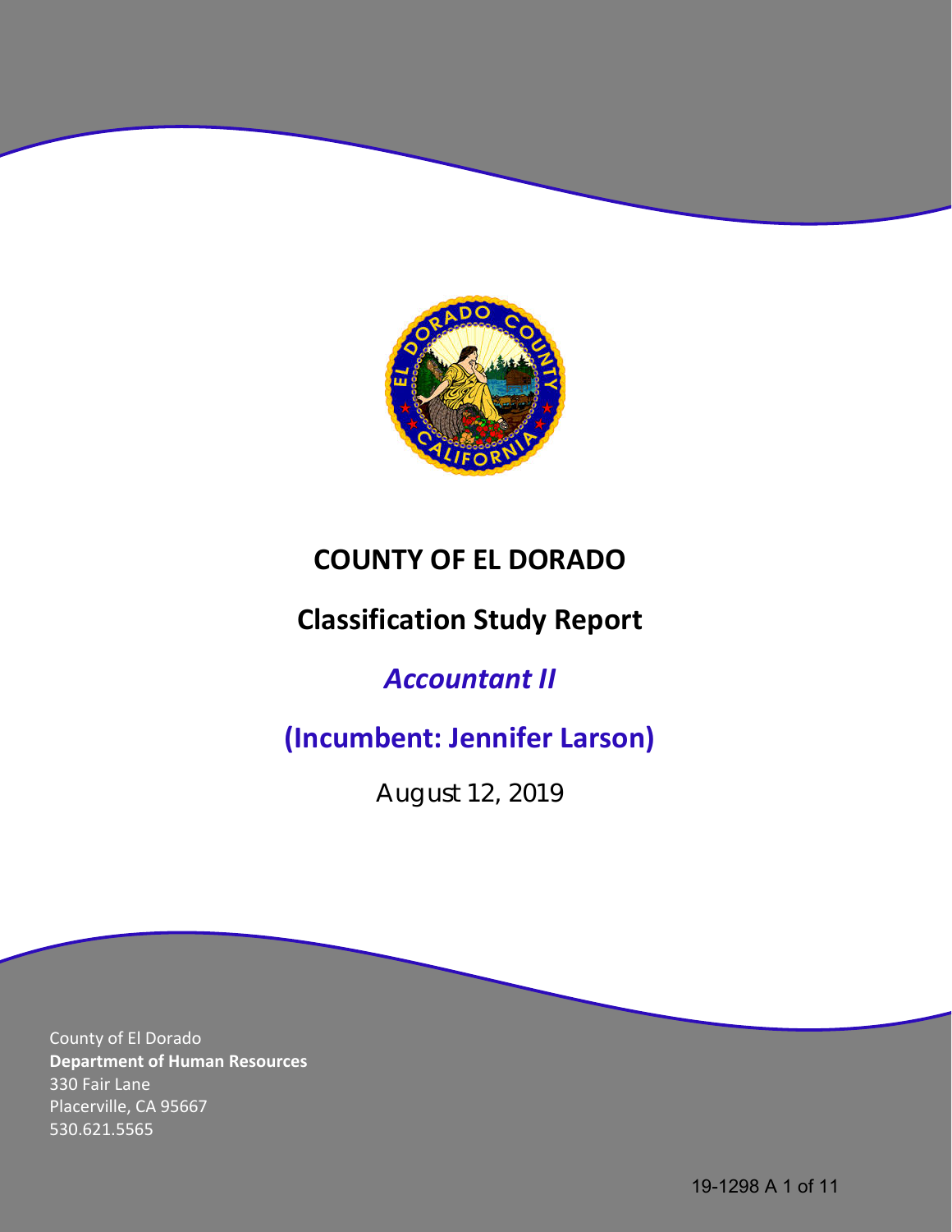# COUNTY OF EL DORADO

## Classification Study Report

## *Accountant II*

## (Incumbent: Jennifer Larson)

August 12, 2019

County of El Dorado
**Department of Human Resources**
330 Fair Lane
Placerville, CA 95667
530.621.5565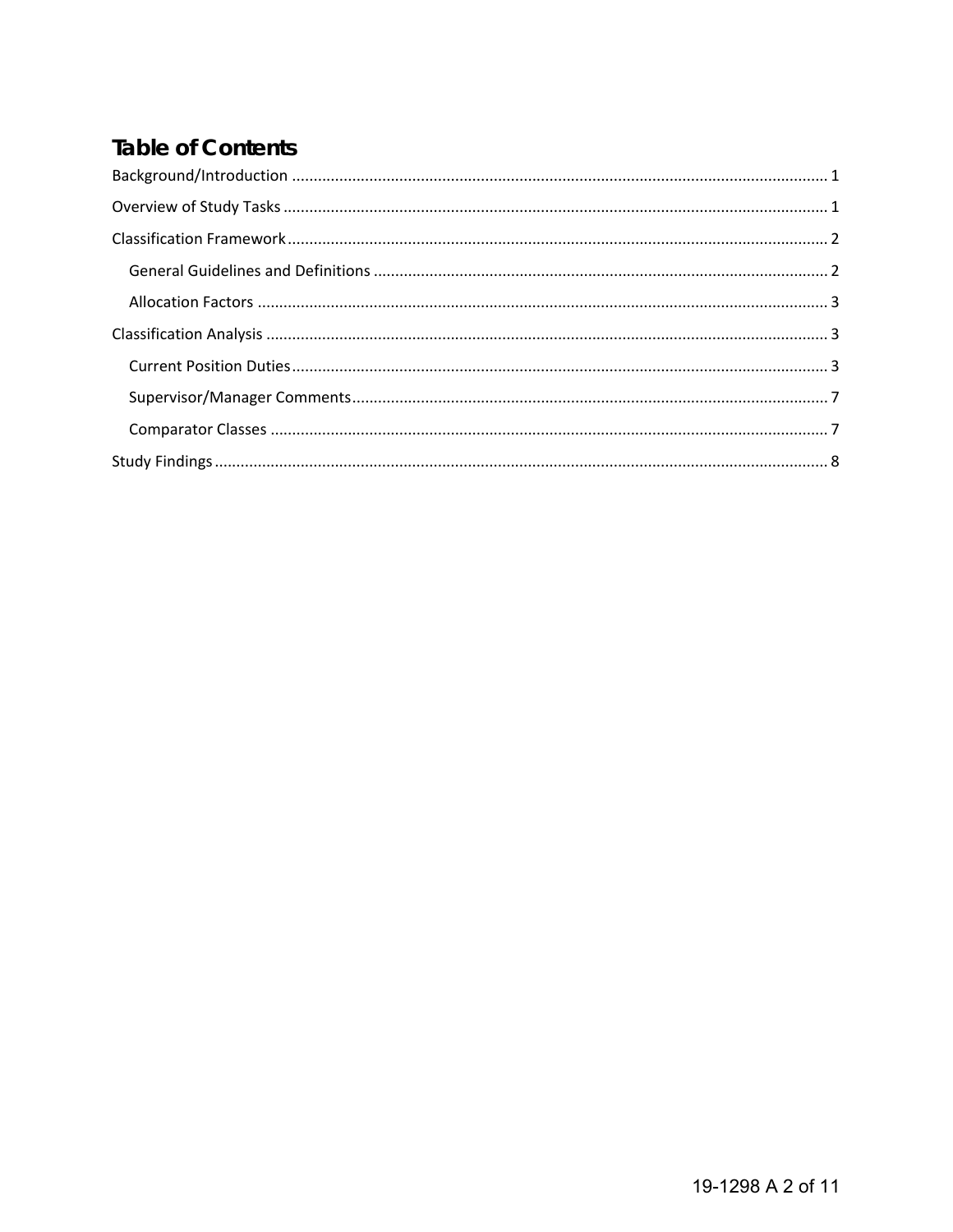## Table of Contents

- Background/Introduction ............................................................ 1
- Overview of Study Tasks ............................................................ 1
- Classification Framework ............................................................ 2
  - General Guidelines and Definitions ............................................................ 2
  - Allocation Factors ............................................................ 3
- Classification Analysis ............................................................ 3
  - Current Position Duties ............................................................ 3
  - Supervisor/Manager Comments ............................................................ 7
  - Comparator Classes ............................................................ 7
- Study Findings ............................................................ 8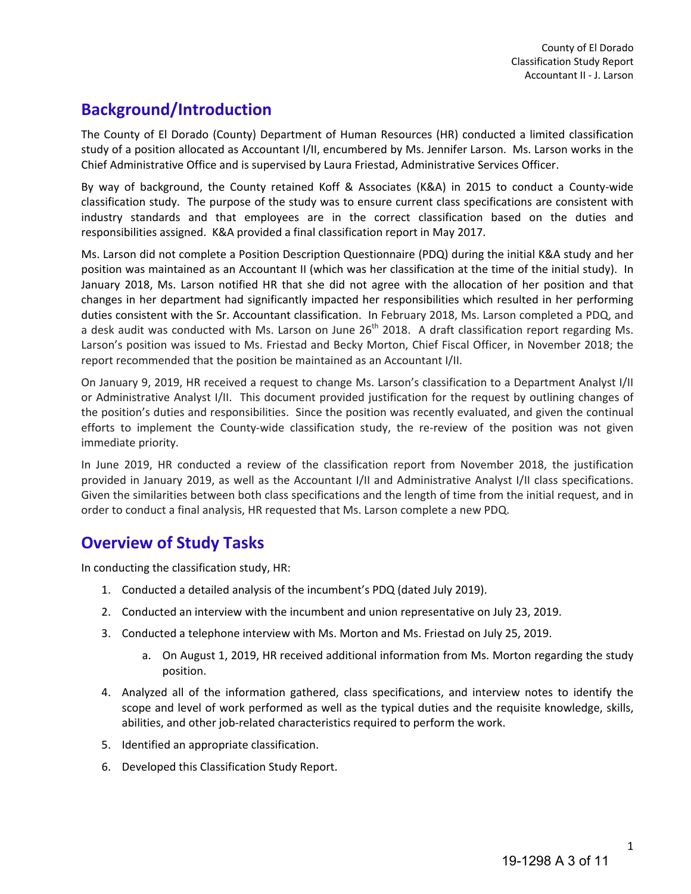## Background/Introduction

The County of El Dorado (County) Department of Human Resources (HR) conducted a limited classification study of a position allocated as Accountant I/II, encumbered by Ms. Jennifer Larson. Ms. Larson works in the Chief Administrative Office and is supervised by Laura Friestad, Administrative Services Officer.

By way of background, the County retained Koff & Associates (K&A) in 2015 to conduct a County-wide classification study. The purpose of the study was to ensure current class specifications are consistent with industry standards and that employees are in the correct classification based on the duties and responsibilities assigned. K&A provided a final classification report in May 2017.

Ms. Larson did not complete a Position Description Questionnaire (PDQ) during the initial K&A study and her position was maintained as an Accountant II (which was her classification at the time of the initial study). In January 2018, Ms. Larson notified HR that she did not agree with the allocation of her position and that changes in her department had significantly impacted her responsibilities which resulted in her performing duties consistent with the Sr. Accountant classification. In February 2018, Ms. Larson completed a PDQ, and a desk audit was conducted with Ms. Larson on June 26th 2018. A draft classification report regarding Ms. Larson's position was issued to Ms. Friestad and Becky Morton, Chief Fiscal Officer, in November 2018; the report recommended that the position be maintained as an Accountant I/II.

On January 9, 2019, HR received a request to change Ms. Larson's classification to a Department Analyst I/II or Administrative Analyst I/II. This document provided justification for the request by outlining changes of the position's duties and responsibilities. Since the position was recently evaluated, and given the continual efforts to implement the County-wide classification study, the re-review of the position was not given immediate priority.

In June 2019, HR conducted a review of the classification report from November 2018, the justification provided in January 2019, as well as the Accountant I/II and Administrative Analyst I/II class specifications. Given the similarities between both class specifications and the length of time from the initial request, and in order to conduct a final analysis, HR requested that Ms. Larson complete a new PDQ.

## Overview of Study Tasks

In conducting the classification study, HR:

1. Conducted a detailed analysis of the incumbent's PDQ (dated July 2019).
2. Conducted an interview with the incumbent and union representative on July 23, 2019.
3. Conducted a telephone interview with Ms. Morton and Ms. Friestad on July 25, 2019.
   a. On August 1, 2019, HR received additional information from Ms. Morton regarding the study position.
4. Analyzed all of the information gathered, class specifications, and interview notes to identify the scope and level of work performed as well as the typical duties and the requisite knowledge, skills, abilities, and other job-related characteristics required to perform the work.
5. Identified an appropriate classification.
6. Developed this Classification Study Report.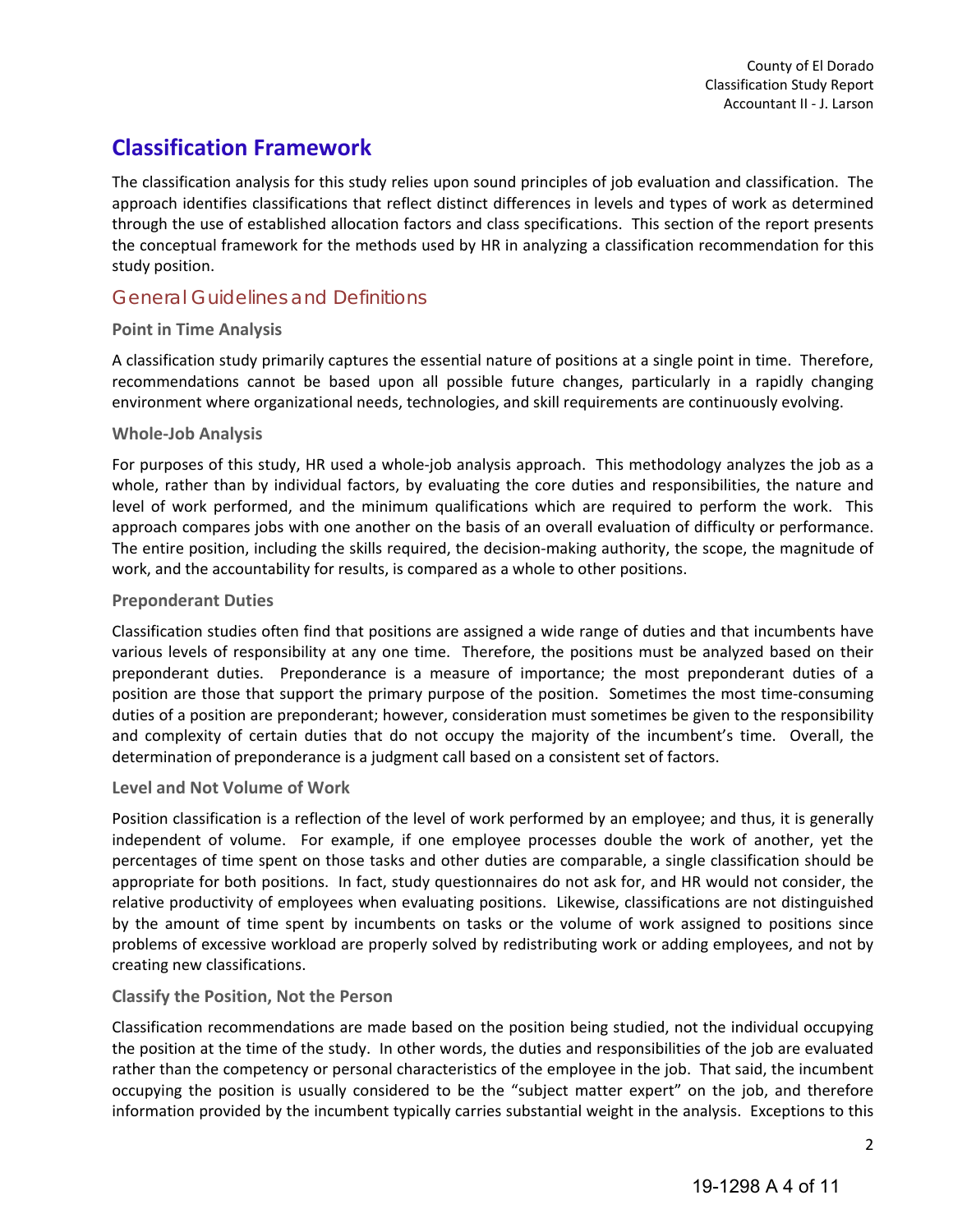# Classification Framework

The classification analysis for this study relies upon sound principles of job evaluation and classification. The approach identifies classifications that reflect distinct differences in levels and types of work as determined through the use of established allocation factors and class specifications. This section of the report presents the conceptual framework for the methods used by HR in analyzing a classification recommendation for this study position.

## General Guidelines and Definitions

### Point in Time Analysis

A classification study primarily captures the essential nature of positions at a single point in time. Therefore, recommendations cannot be based upon all possible future changes, particularly in a rapidly changing environment where organizational needs, technologies, and skill requirements are continuously evolving.

### Whole-Job Analysis

For purposes of this study, HR used a whole-job analysis approach. This methodology analyzes the job as a whole, rather than by individual factors, by evaluating the core duties and responsibilities, the nature and level of work performed, and the minimum qualifications which are required to perform the work. This approach compares jobs with one another on the basis of an overall evaluation of difficulty or performance. The entire position, including the skills required, the decision-making authority, the scope, the magnitude of work, and the accountability for results, is compared as a whole to other positions.

### Preponderant Duties

Classification studies often find that positions are assigned a wide range of duties and that incumbents have various levels of responsibility at any one time. Therefore, the positions must be analyzed based on their preponderant duties. Preponderance is a measure of importance; the most preponderant duties of a position are those that support the primary purpose of the position. Sometimes the most time-consuming duties of a position are preponderant; however, consideration must sometimes be given to the responsibility and complexity of certain duties that do not occupy the majority of the incumbent's time. Overall, the determination of preponderance is a judgment call based on a consistent set of factors.

### Level and Not Volume of Work

Position classification is a reflection of the level of work performed by an employee; and thus, it is generally independent of volume. For example, if one employee processes double the work of another, yet the percentages of time spent on those tasks and other duties are comparable, a single classification should be appropriate for both positions. In fact, study questionnaires do not ask for, and HR would not consider, the relative productivity of employees when evaluating positions. Likewise, classifications are not distinguished by the amount of time spent by incumbents on tasks or the volume of work assigned to positions since problems of excessive workload are properly solved by redistributing work or adding employees, and not by creating new classifications.

### Classify the Position, Not the Person

Classification recommendations are made based on the position being studied, not the individual occupying the position at the time of the study. In other words, the duties and responsibilities of the job are evaluated rather than the competency or personal characteristics of the employee in the job. That said, the incumbent occupying the position is usually considered to be the "subject matter expert" on the job, and therefore information provided by the incumbent typically carries substantial weight in the analysis. Exceptions to this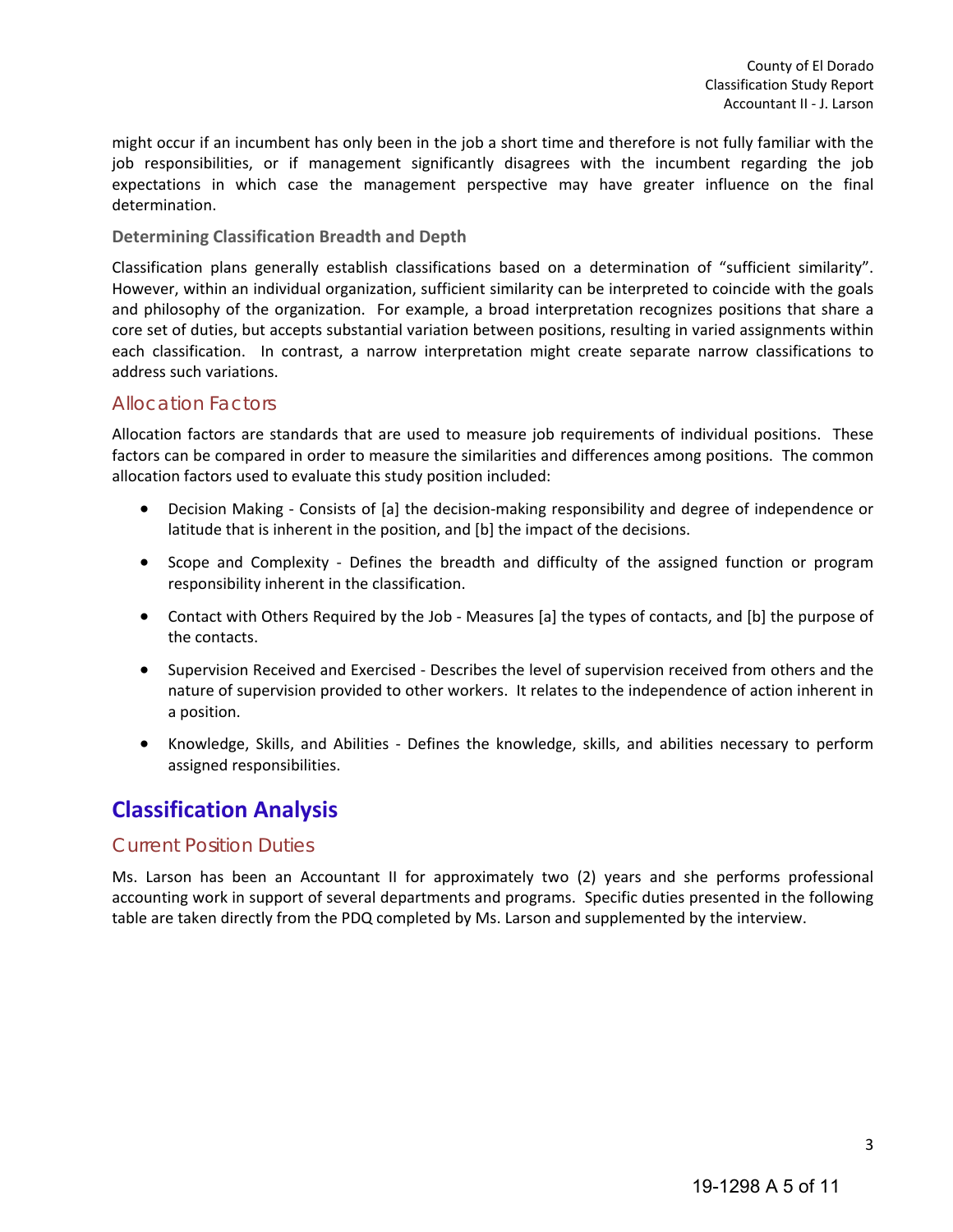might occur if an incumbent has only been in the job a short time and therefore is not fully familiar with the job responsibilities, or if management significantly disagrees with the incumbent regarding the job expectations in which case the management perspective may have greater influence on the final determination.

#### Determining Classification Breadth and Depth

Classification plans generally establish classifications based on a determination of "sufficient similarity". However, within an individual organization, sufficient similarity can be interpreted to coincide with the goals and philosophy of the organization. For example, a broad interpretation recognizes positions that share a core set of duties, but accepts substantial variation between positions, resulting in varied assignments within each classification. In contrast, a narrow interpretation might create separate narrow classifications to address such variations.

### Allocation Factors

Allocation factors are standards that are used to measure job requirements of individual positions. These factors can be compared in order to measure the similarities and differences among positions. The common allocation factors used to evaluate this study position included:

- Decision Making - Consists of [a] the decision-making responsibility and degree of independence or latitude that is inherent in the position, and [b] the impact of the decisions.
- Scope and Complexity - Defines the breadth and difficulty of the assigned function or program responsibility inherent in the classification.
- Contact with Others Required by the Job - Measures [a] the types of contacts, and [b] the purpose of the contacts.
- Supervision Received and Exercised - Describes the level of supervision received from others and the nature of supervision provided to other workers. It relates to the independence of action inherent in a position.
- Knowledge, Skills, and Abilities - Defines the knowledge, skills, and abilities necessary to perform assigned responsibilities.

## Classification Analysis

### Current Position Duties

Ms. Larson has been an Accountant II for approximately two (2) years and she performs professional accounting work in support of several departments and programs. Specific duties presented in the following table are taken directly from the PDQ completed by Ms. Larson and supplemented by the interview.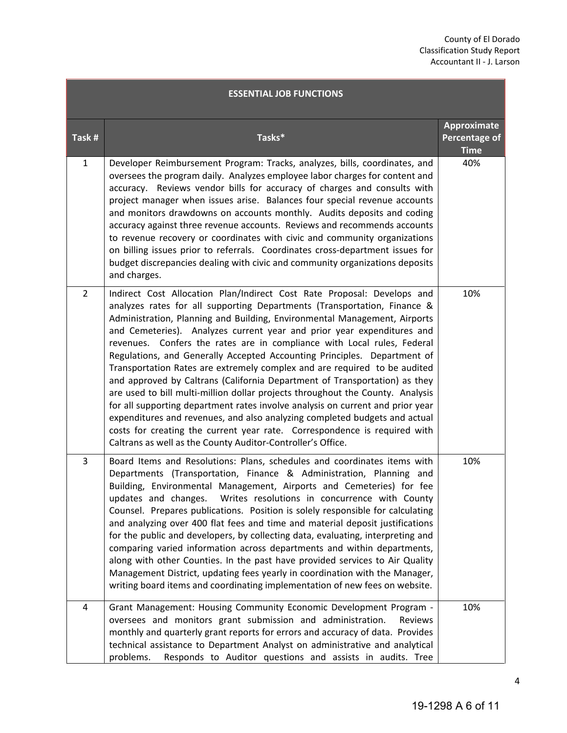| ESSENTIAL JOB FUNCTIONS | | |
|---|---|---|
| **Task #** | **Tasks*** | **Approximate Percentage of Time** |
| 1 | Developer Reimbursement Program: Tracks, analyzes, bills, coordinates, and oversees the program daily. Analyzes employee labor charges for content and accuracy. Reviews vendor bills for accuracy of charges and consults with project manager when issues arise. Balances four special revenue accounts and monitors drawdowns on accounts monthly. Audits deposits and coding accuracy against three revenue accounts. Reviews and recommends accounts to revenue recovery or coordinates with civic and community organizations on billing issues prior to referrals. Coordinates cross-department issues for budget discrepancies dealing with civic and community organizations deposits and charges. | 40% |
| 2 | Indirect Cost Allocation Plan/Indirect Cost Rate Proposal: Develops and analyzes rates for all supporting Departments (Transportation, Finance & Administration, Planning and Building, Environmental Management, Airports and Cemeteries). Analyzes current year and prior year expenditures and revenues. Confers the rates are in compliance with Local rules, Federal Regulations, and Generally Accepted Accounting Principles. Department of Transportation Rates are extremely complex and are required to be audited and approved by Caltrans (California Department of Transportation) as they are used to bill multi-million dollar projects throughout the County. Analysis for all supporting department rates involve analysis on current and prior year expenditures and revenues, and also analyzing completed budgets and actual costs for creating the current year rate. Correspondence is required with Caltrans as well as the County Auditor-Controller's Office. | 10% |
| 3 | Board Items and Resolutions: Plans, schedules and coordinates items with Departments (Transportation, Finance & Administration, Planning and Building, Environmental Management, Airports and Cemeteries) for fee updates and changes. Writes resolutions in concurrence with County Counsel. Prepares publications. Position is solely responsible for calculating and analyzing over 400 flat fees and time and material deposit justifications for the public and developers, by collecting data, evaluating, interpreting and comparing varied information across departments and within departments, along with other Counties. In the past have provided services to Air Quality Management District, updating fees yearly in coordination with the Manager, writing board items and coordinating implementation of new fees on website. | 10% |
| 4 | Grant Management: Housing Community Economic Development Program - oversees and monitors grant submission and administration. Reviews monthly and quarterly grant reports for errors and accuracy of data. Provides technical assistance to Department Analyst on administrative and analytical problems. Responds to Auditor questions and assists in audits. Tree | 10% |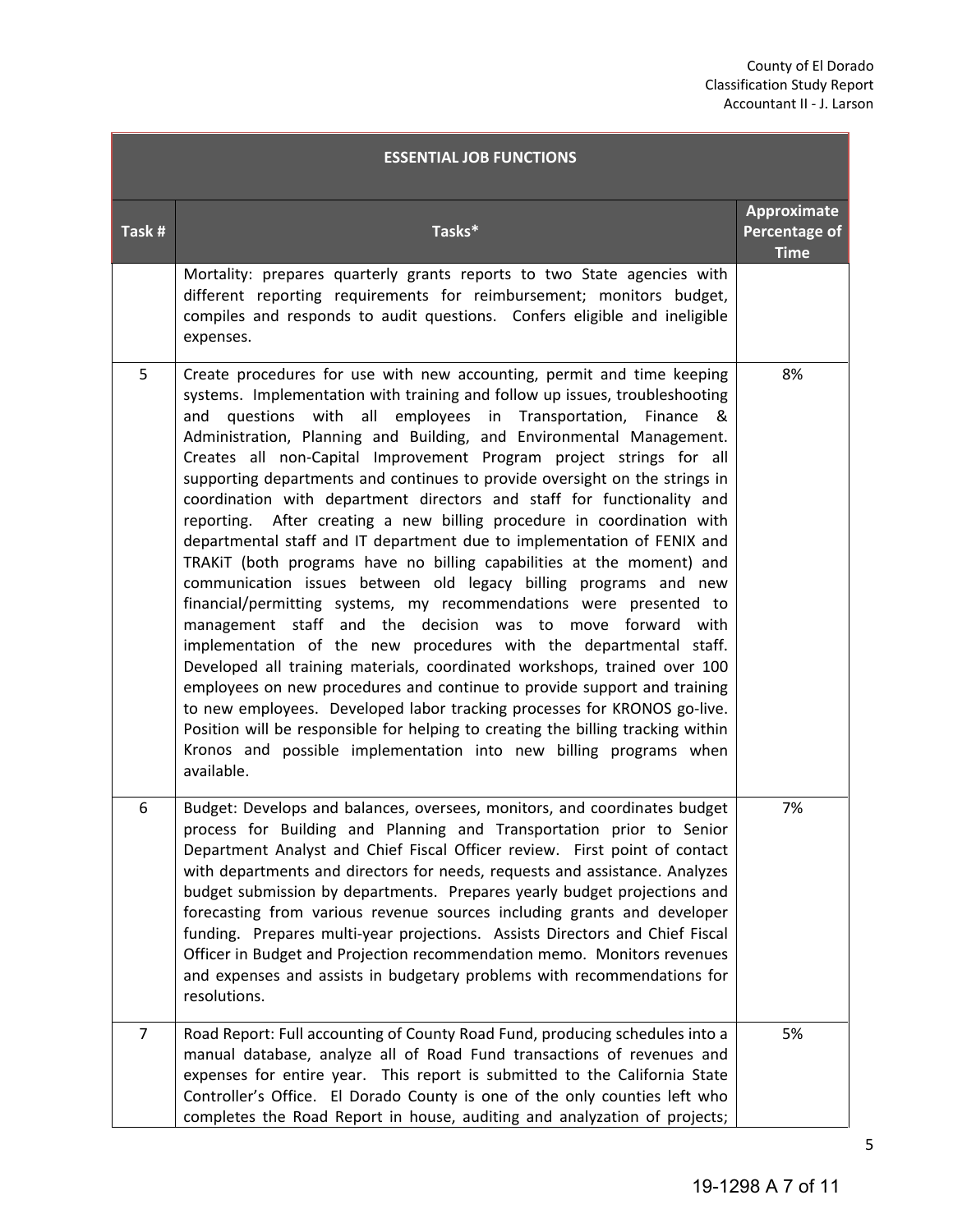| Task # | Tasks* | Approximate Percentage of Time |
|---|---|---|
| | Mortality: prepares quarterly grants reports to two State agencies with different reporting requirements for reimbursement; monitors budget, compiles and responds to audit questions. Confers eligible and ineligible expenses. | |
| 5 | Create procedures for use with new accounting, permit and time keeping systems. Implementation with training and follow up issues, troubleshooting and questions with all employees in Transportation, Finance & Administration, Planning and Building, and Environmental Management. Creates all non-Capital Improvement Program project strings for all supporting departments and continues to provide oversight on the strings in coordination with department directors and staff for functionality and reporting. After creating a new billing procedure in coordination with departmental staff and IT department due to implementation of FENIX and TRAKiT (both programs have no billing capabilities at the moment) and communication issues between old legacy billing programs and new financial/permitting systems, my recommendations were presented to management staff and the decision was to move forward with implementation of the new procedures with the departmental staff. Developed all training materials, coordinated workshops, trained over 100 employees on new procedures and continue to provide support and training to new employees. Developed labor tracking processes for KRONOS go-live. Position will be responsible for helping to creating the billing tracking within Kronos and possible implementation into new billing programs when available. | 8% |
| 6 | Budget: Develops and balances, oversees, monitors, and coordinates budget process for Building and Planning and Transportation prior to Senior Department Analyst and Chief Fiscal Officer review. First point of contact with departments and directors for needs, requests and assistance. Analyzes budget submission by departments. Prepares yearly budget projections and forecasting from various revenue sources including grants and developer funding. Prepares multi-year projections. Assists Directors and Chief Fiscal Officer in Budget and Projection recommendation memo. Monitors revenues and expenses and assists in budgetary problems with recommendations for resolutions. | 7% |
| 7 | Road Report: Full accounting of County Road Fund, producing schedules into a manual database, analyze all of Road Fund transactions of revenues and expenses for entire year. This report is submitted to the California State Controller's Office. El Dorado County is one of the only counties left who completes the Road Report in house, auditing and analyzation of projects; | 5% |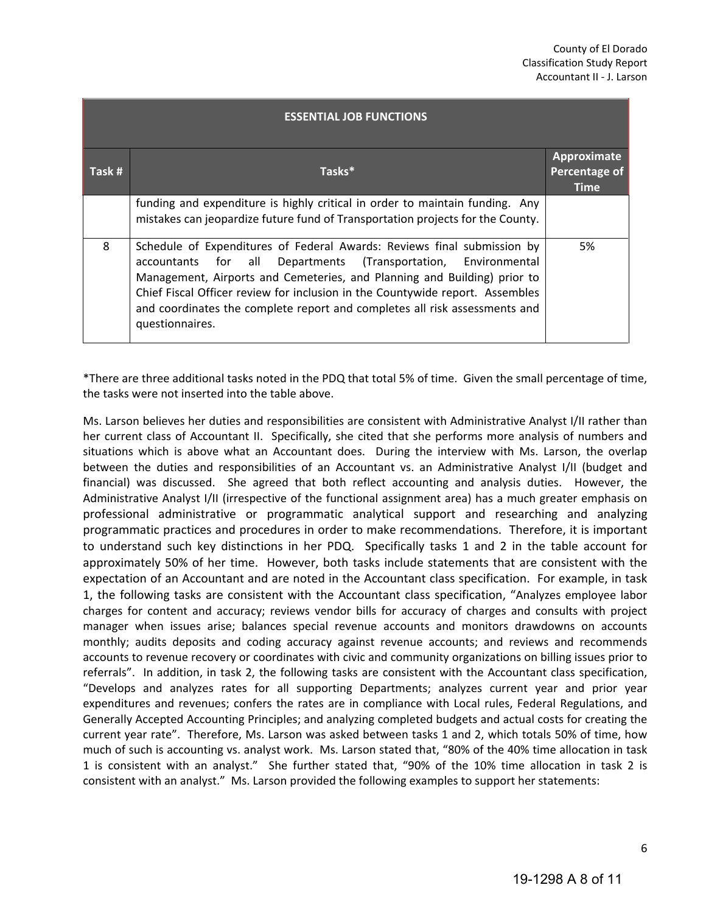**ESSENTIAL JOB FUNCTIONS**

| Task # | Tasks* | Approximate Percentage of Time |
|---|---|---|
| | funding and expenditure is highly critical in order to maintain funding. Any mistakes can jeopardize future fund of Transportation projects for the County. | |
| 8 | Schedule of Expenditures of Federal Awards: Reviews final submission by accountants for all Departments (Transportation, Environmental Management, Airports and Cemeteries, and Planning and Building) prior to Chief Fiscal Officer review for inclusion in the Countywide report. Assembles and coordinates the complete report and completes all risk assessments and questionnaires. | 5% |

*There are three additional tasks noted in the PDQ that total 5% of time. Given the small percentage of time, the tasks were not inserted into the table above.

Ms. Larson believes her duties and responsibilities are consistent with Administrative Analyst I/II rather than her current class of Accountant II. Specifically, she cited that she performs more analysis of numbers and situations which is above what an Accountant does. During the interview with Ms. Larson, the overlap between the duties and responsibilities of an Accountant vs. an Administrative Analyst I/II (budget and financial) was discussed. She agreed that both reflect accounting and analysis duties. However, the Administrative Analyst I/II (irrespective of the functional assignment area) has a much greater emphasis on professional administrative or programmatic analytical support and researching and analyzing programmatic practices and procedures in order to make recommendations. Therefore, it is important to understand such key distinctions in her PDQ. Specifically tasks 1 and 2 in the table account for approximately 50% of her time. However, both tasks include statements that are consistent with the expectation of an Accountant and are noted in the Accountant class specification. For example, in task 1, the following tasks are consistent with the Accountant class specification, "Analyzes employee labor charges for content and accuracy; reviews vendor bills for accuracy of charges and consults with project manager when issues arise; balances special revenue accounts and monitors drawdowns on accounts monthly; audits deposits and coding accuracy against revenue accounts; and reviews and recommends accounts to revenue recovery or coordinates with civic and community organizations on billing issues prior to referrals". In addition, in task 2, the following tasks are consistent with the Accountant class specification, "Develops and analyzes rates for all supporting Departments; analyzes current year and prior year expenditures and revenues; confers the rates are in compliance with Local rules, Federal Regulations, and Generally Accepted Accounting Principles; and analyzing completed budgets and actual costs for creating the current year rate". Therefore, Ms. Larson was asked between tasks 1 and 2, which totals 50% of time, how much of such is accounting vs. analyst work. Ms. Larson stated that, "80% of the 40% time allocation in task 1 is consistent with an analyst." She further stated that, "90% of the 10% time allocation in task 2 is consistent with an analyst." Ms. Larson provided the following examples to support her statements: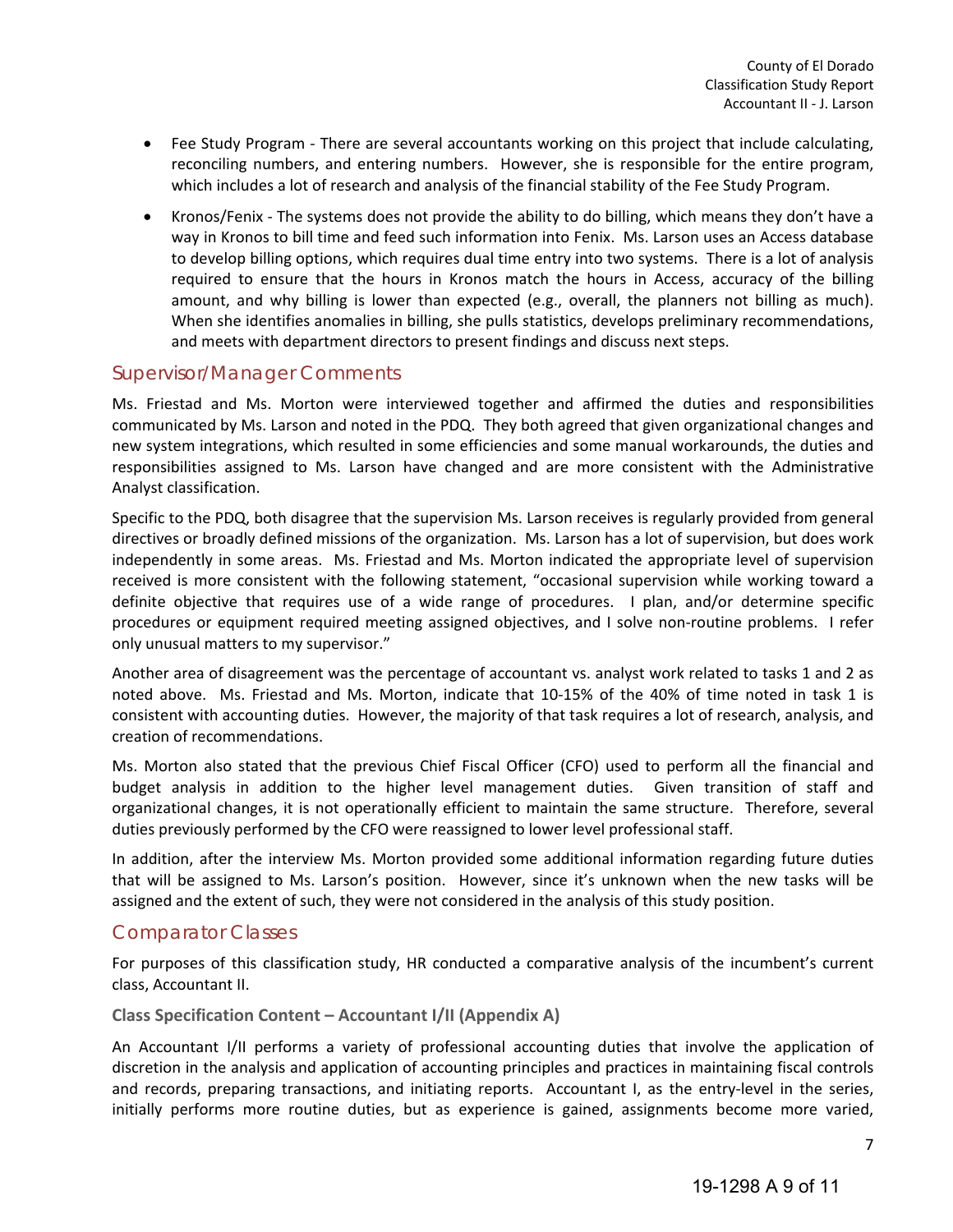- Fee Study Program - There are several accountants working on this project that include calculating, reconciling numbers, and entering numbers. However, she is responsible for the entire program, which includes a lot of research and analysis of the financial stability of the Fee Study Program.
- Kronos/Fenix - The systems does not provide the ability to do billing, which means they don't have a way in Kronos to bill time and feed such information into Fenix. Ms. Larson uses an Access database to develop billing options, which requires dual time entry into two systems. There is a lot of analysis required to ensure that the hours in Kronos match the hours in Access, accuracy of the billing amount, and why billing is lower than expected (e.g., overall, the planners not billing as much). When she identifies anomalies in billing, she pulls statistics, develops preliminary recommendations, and meets with department directors to present findings and discuss next steps.

## Supervisor/Manager Comments

Ms. Friestad and Ms. Morton were interviewed together and affirmed the duties and responsibilities communicated by Ms. Larson and noted in the PDQ. They both agreed that given organizational changes and new system integrations, which resulted in some efficiencies and some manual workarounds, the duties and responsibilities assigned to Ms. Larson have changed and are more consistent with the Administrative Analyst classification.

Specific to the PDQ, both disagree that the supervision Ms. Larson receives is regularly provided from general directives or broadly defined missions of the organization. Ms. Larson has a lot of supervision, but does work independently in some areas. Ms. Friestad and Ms. Morton indicated the appropriate level of supervision received is more consistent with the following statement, "occasional supervision while working toward a definite objective that requires use of a wide range of procedures. I plan, and/or determine specific procedures or equipment required meeting assigned objectives, and I solve non-routine problems. I refer only unusual matters to my supervisor."

Another area of disagreement was the percentage of accountant vs. analyst work related to tasks 1 and 2 as noted above. Ms. Friestad and Ms. Morton, indicate that 10-15% of the 40% of time noted in task 1 is consistent with accounting duties. However, the majority of that task requires a lot of research, analysis, and creation of recommendations.

Ms. Morton also stated that the previous Chief Fiscal Officer (CFO) used to perform all the financial and budget analysis in addition to the higher level management duties. Given transition of staff and organizational changes, it is not operationally efficient to maintain the same structure. Therefore, several duties previously performed by the CFO were reassigned to lower level professional staff.

In addition, after the interview Ms. Morton provided some additional information regarding future duties that will be assigned to Ms. Larson's position. However, since it's unknown when the new tasks will be assigned and the extent of such, they were not considered in the analysis of this study position.

## Comparator Classes

For purposes of this classification study, HR conducted a comparative analysis of the incumbent's current class, Accountant II.

### Class Specification Content – Accountant I/II (Appendix A)

An Accountant I/II performs a variety of professional accounting duties that involve the application of discretion in the analysis and application of accounting principles and practices in maintaining fiscal controls and records, preparing transactions, and initiating reports. Accountant I, as the entry-level in the series, initially performs more routine duties, but as experience is gained, assignments become more varied,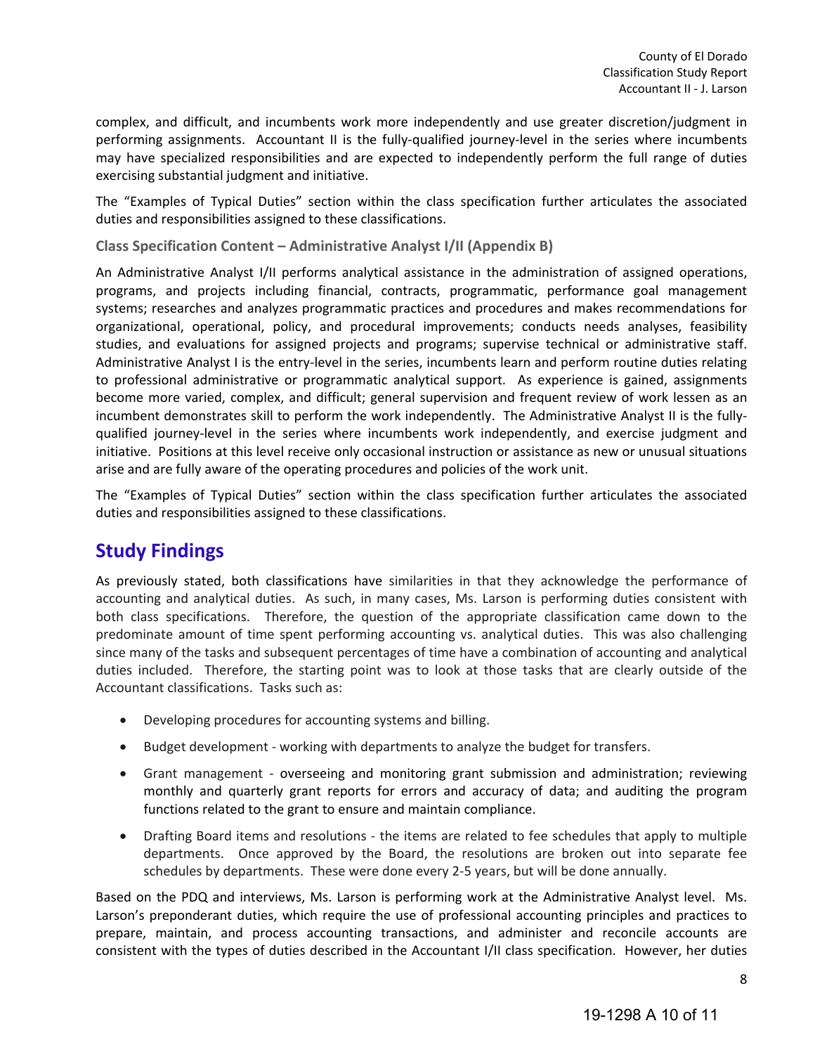complex, and difficult, and incumbents work more independently and use greater discretion/judgment in performing assignments. Accountant II is the fully-qualified journey-level in the series where incumbents may have specialized responsibilities and are expected to independently perform the full range of duties exercising substantial judgment and initiative.

The "Examples of Typical Duties" section within the class specification further articulates the associated duties and responsibilities assigned to these classifications.

### Class Specification Content – Administrative Analyst I/II (Appendix B)

An Administrative Analyst I/II performs analytical assistance in the administration of assigned operations, programs, and projects including financial, contracts, programmatic, performance goal management systems; researches and analyzes programmatic practices and procedures and makes recommendations for organizational, operational, policy, and procedural improvements; conducts needs analyses, feasibility studies, and evaluations for assigned projects and programs; supervise technical or administrative staff. Administrative Analyst I is the entry-level in the series, incumbents learn and perform routine duties relating to professional administrative or programmatic analytical support. As experience is gained, assignments become more varied, complex, and difficult; general supervision and frequent review of work lessen as an incumbent demonstrates skill to perform the work independently. The Administrative Analyst II is the fully-qualified journey-level in the series where incumbents work independently, and exercise judgment and initiative. Positions at this level receive only occasional instruction or assistance as new or unusual situations arise and are fully aware of the operating procedures and policies of the work unit.

The "Examples of Typical Duties" section within the class specification further articulates the associated duties and responsibilities assigned to these classifications.

## Study Findings

As previously stated, both classifications have similarities in that they acknowledge the performance of accounting and analytical duties. As such, in many cases, Ms. Larson is performing duties consistent with both class specifications. Therefore, the question of the appropriate classification came down to the predominate amount of time spent performing accounting vs. analytical duties. This was also challenging since many of the tasks and subsequent percentages of time have a combination of accounting and analytical duties included. Therefore, the starting point was to look at those tasks that are clearly outside of the Accountant classifications. Tasks such as:

- Developing procedures for accounting systems and billing.
- Budget development - working with departments to analyze the budget for transfers.
- Grant management - overseeing and monitoring grant submission and administration; reviewing monthly and quarterly grant reports for errors and accuracy of data; and auditing the program functions related to the grant to ensure and maintain compliance.
- Drafting Board items and resolutions - the items are related to fee schedules that apply to multiple departments. Once approved by the Board, the resolutions are broken out into separate fee schedules by departments. These were done every 2-5 years, but will be done annually.

Based on the PDQ and interviews, Ms. Larson is performing work at the Administrative Analyst level. Ms. Larson's preponderant duties, which require the use of professional accounting principles and practices to prepare, maintain, and process accounting transactions, and administer and reconcile accounts are consistent with the types of duties described in the Accountant I/II class specification. However, her duties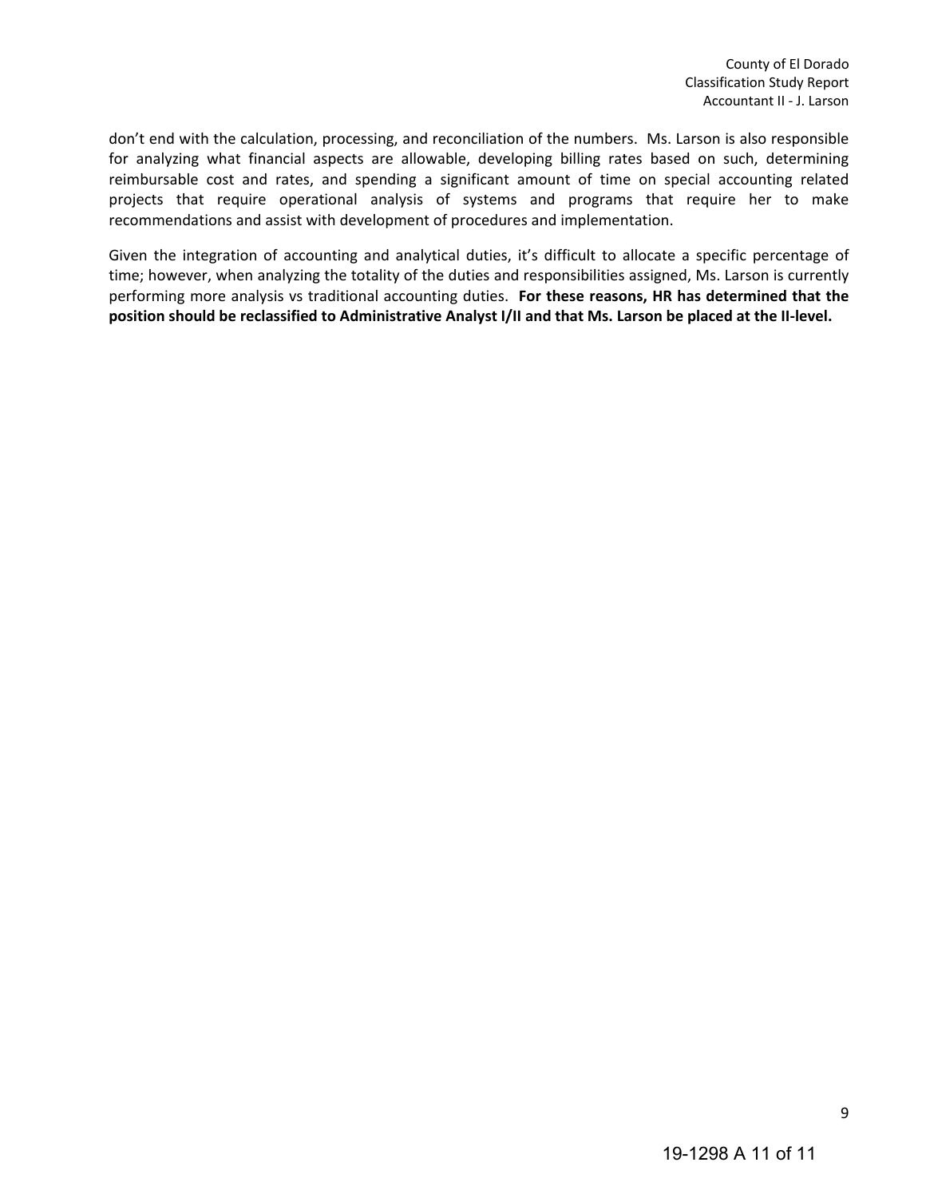don't end with the calculation, processing, and reconciliation of the numbers. Ms. Larson is also responsible for analyzing what financial aspects are allowable, developing billing rates based on such, determining reimbursable cost and rates, and spending a significant amount of time on special accounting related projects that require operational analysis of systems and programs that require her to make recommendations and assist with development of procedures and implementation.

Given the integration of accounting and analytical duties, it's difficult to allocate a specific percentage of time; however, when analyzing the totality of the duties and responsibilities assigned, Ms. Larson is currently performing more analysis vs traditional accounting duties. **For these reasons, HR has determined that the position should be reclassified to Administrative Analyst I/II and that Ms. Larson be placed at the II-level.**